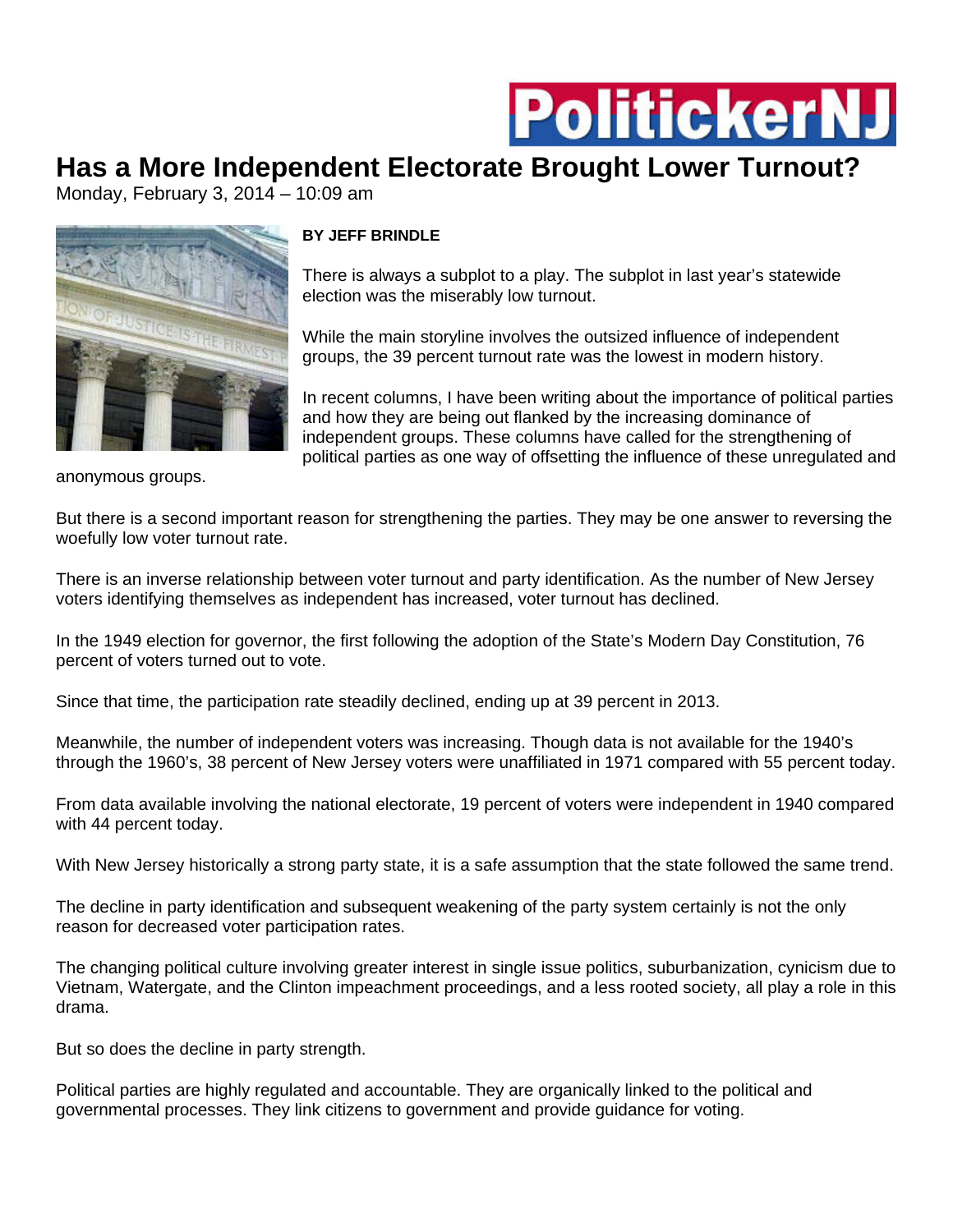PolitickerNJ

# Has a More Independent Electorate Brought Lower Turnout?

Monday, February 3, 2014 – 10:09 am

**BY JEFF BRINDLE**

There is always a subplot to a play. The subplot in last year's statewide election was the miserably low turnout.

While the main storyline involves the outsized influence of independent groups, the 39 percent turnout rate was the lowest in modern history.

In recent columns, I have been writing about the importance of political parties and how they are being out flanked by the increasing dominance of independent groups. These columns have called for the strengthening of political parties as one way of offsetting the influence of these unregulated and anonymous groups.

But there is a second important reason for strengthening the parties. They may be one answer to reversing the woefully low voter turnout rate.

There is an inverse relationship between voter turnout and party identification. As the number of New Jersey voters identifying themselves as independent has increased, voter turnout has declined.

In the 1949 election for governor, the first following the adoption of the State's Modern Day Constitution, 76 percent of voters turned out to vote.

Since that time, the participation rate steadily declined, ending up at 39 percent in 2013.

Meanwhile, the number of independent voters was increasing. Though data is not available for the 1940's through the 1960's, 38 percent of New Jersey voters were unaffiliated in 1971 compared with 55 percent today.

From data available involving the national electorate, 19 percent of voters were independent in 1940 compared with 44 percent today.

With New Jersey historically a strong party state, it is a safe assumption that the state followed the same trend.

The decline in party identification and subsequent weakening of the party system certainly is not the only reason for decreased voter participation rates.

The changing political culture involving greater interest in single issue politics, suburbanization, cynicism due to Vietnam, Watergate, and the Clinton impeachment proceedings, and a less rooted society, all play a role in this drama.

But so does the decline in party strength.

Political parties are highly regulated and accountable. They are organically linked to the political and governmental processes. They link citizens to government and provide guidance for voting.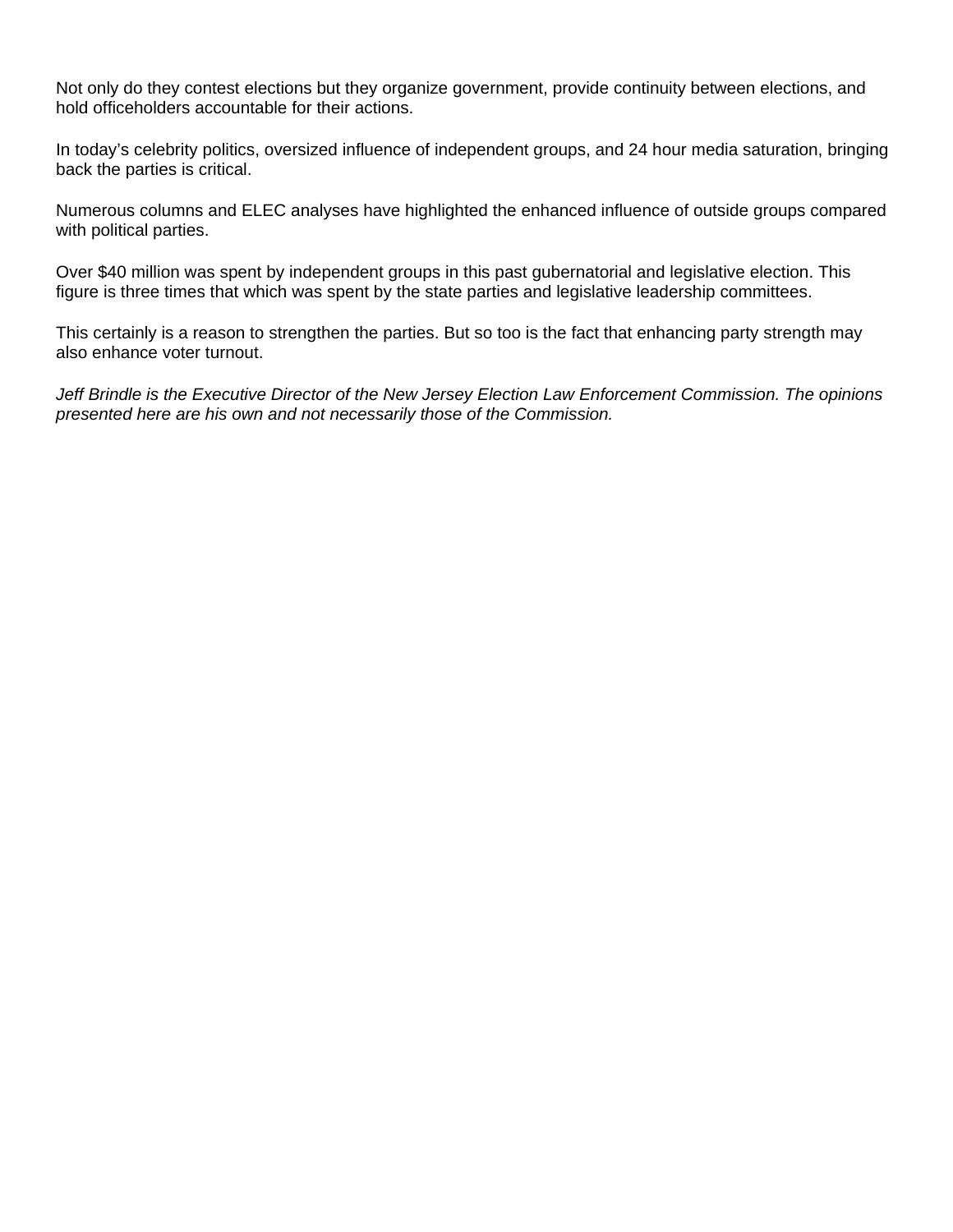Not only do they contest elections but they organize government, provide continuity between elections, and hold officeholders accountable for their actions.

In today's celebrity politics, oversized influence of independent groups, and 24 hour media saturation, bringing back the parties is critical.

Numerous columns and ELEC analyses have highlighted the enhanced influence of outside groups compared with political parties.

Over $40 million was spent by independent groups in this past gubernatorial and legislative election. This figure is three times that which was spent by the state parties and legislative leadership committees.

This certainly is a reason to strengthen the parties. But so too is the fact that enhancing party strength may also enhance voter turnout.

*Jeff Brindle is the Executive Director of the New Jersey Election Law Enforcement Commission. The opinions presented here are his own and not necessarily those of the Commission.*